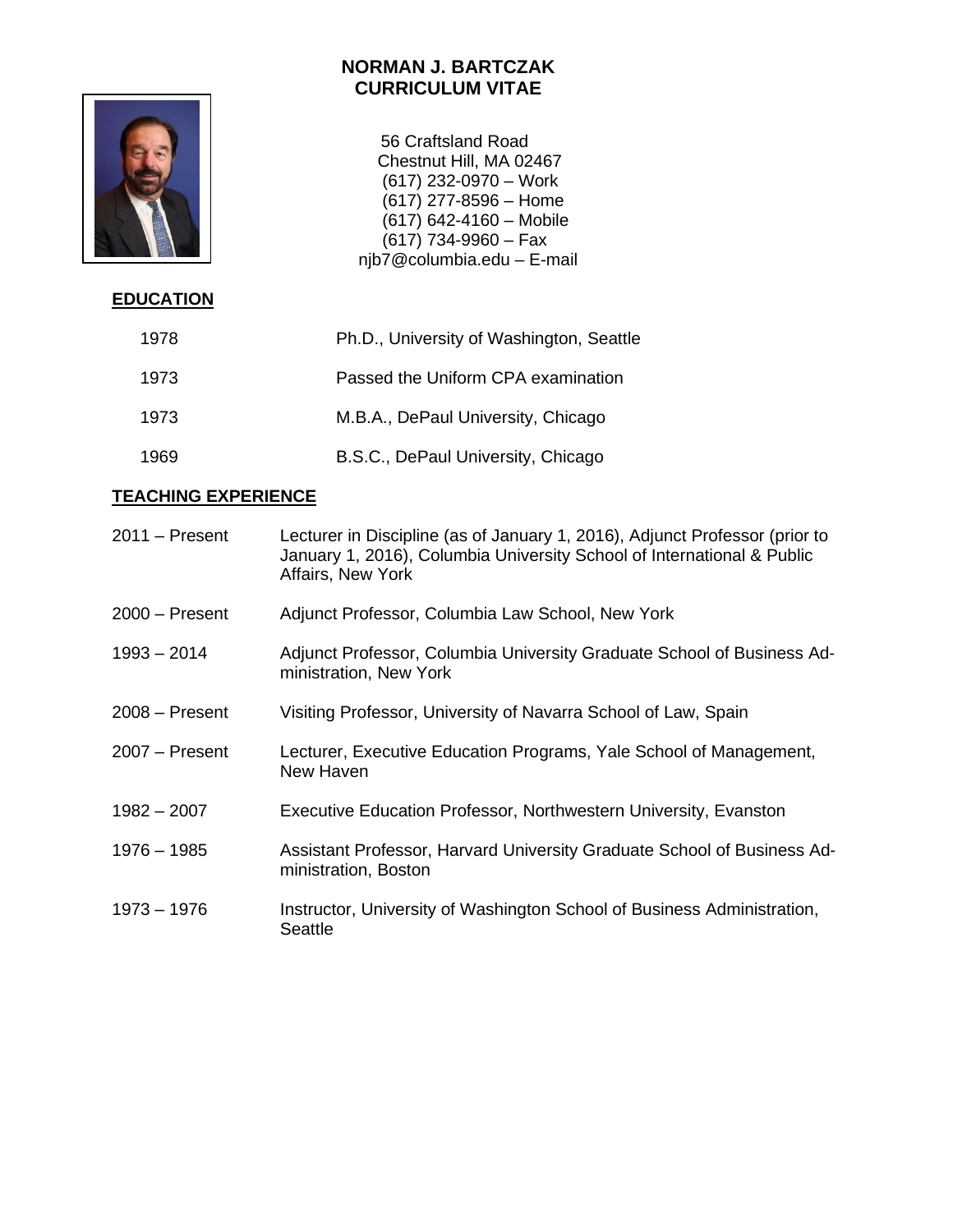# NORMAN J. BARTCZAK
# CURRICULUM VITAE

56 Craftsland Road
Chestnut Hill, MA 02467
(617) 232-0970 – Work
(617) 277-8596 – Home
(617) 642-4160 – Mobile
(617) 734-9960 – Fax
njb7@columbia.edu – E-mail

## EDUCATION

| | |
|---|---|
| 1978 | Ph.D., University of Washington, Seattle |
| 1973 | Passed the Uniform CPA examination |
| 1973 | M.B.A., DePaul University, Chicago |
| 1969 | B.S.C., DePaul University, Chicago |

## TEACHING EXPERIENCE

| | |
|---|---|
| 2011 – Present | Lecturer in Discipline (as of January 1, 2016), Adjunct Professor (prior to January 1, 2016), Columbia University School of International & Public Affairs, New York |
| 2000 – Present | Adjunct Professor, Columbia Law School, New York |
| 1993 – 2014 | Adjunct Professor, Columbia University Graduate School of Business Administration, New York |
| 2008 – Present | Visiting Professor, University of Navarra School of Law, Spain |
| 2007 – Present | Lecturer, Executive Education Programs, Yale School of Management, New Haven |
| 1982 – 2007 | Executive Education Professor, Northwestern University, Evanston |
| 1976 – 1985 | Assistant Professor, Harvard University Graduate School of Business Administration, Boston |
| 1973 – 1976 | Instructor, University of Washington School of Business Administration, Seattle |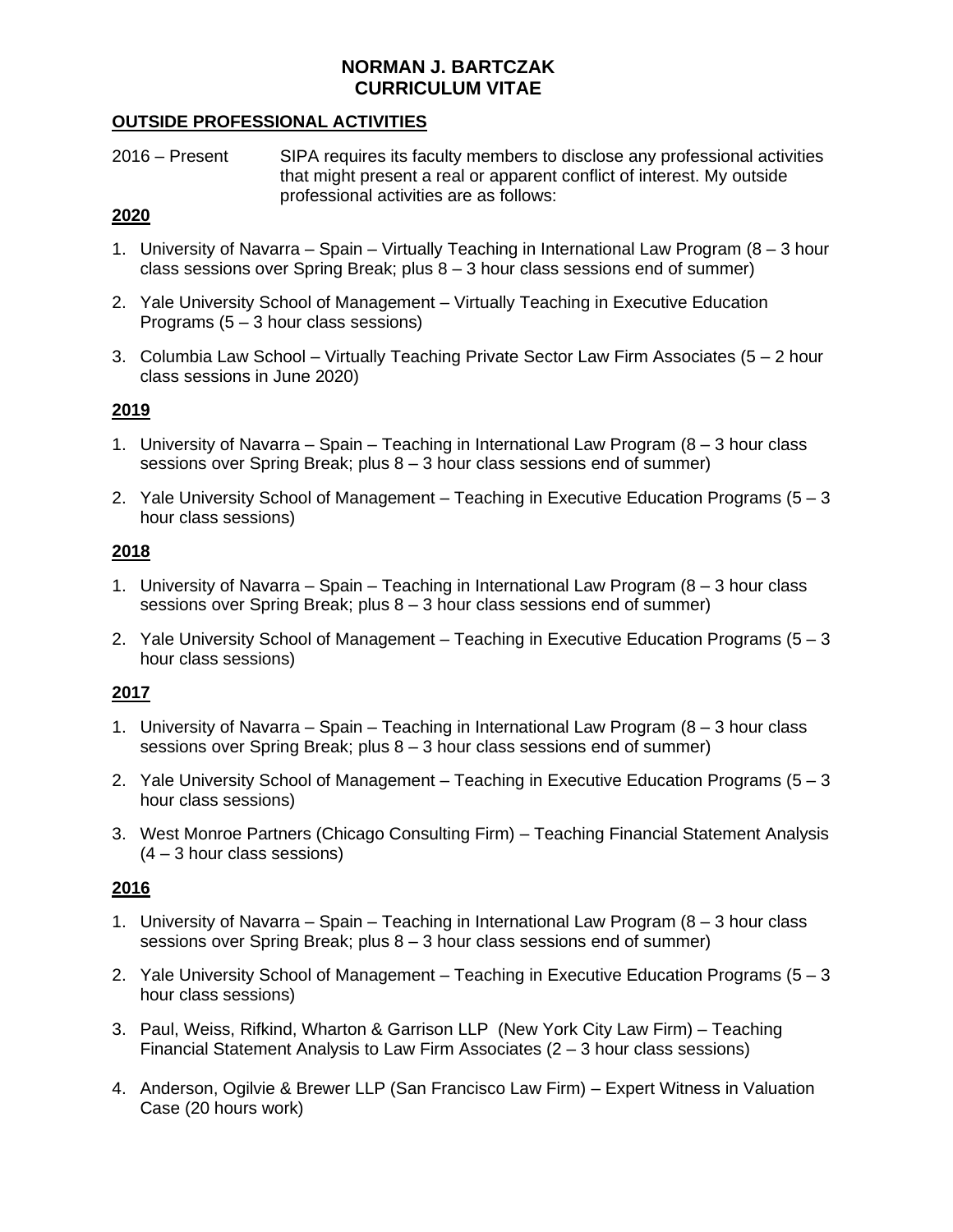# NORMAN J. BARTCZAK
# CURRICULUM VITAE

## OUTSIDE PROFESSIONAL ACTIVITIES

2016 – Present SIPA requires its faculty members to disclose any professional activities that might present a real or apparent conflict of interest. My outside professional activities are as follows:

### 2020

1. University of Navarra – Spain – Virtually Teaching in International Law Program (8 – 3 hour class sessions over Spring Break; plus 8 – 3 hour class sessions end of summer)
2. Yale University School of Management – Virtually Teaching in Executive Education Programs (5 – 3 hour class sessions)
3. Columbia Law School – Virtually Teaching Private Sector Law Firm Associates (5 – 2 hour class sessions in June 2020)

### 2019

1. University of Navarra – Spain – Teaching in International Law Program (8 – 3 hour class sessions over Spring Break; plus 8 – 3 hour class sessions end of summer)
2. Yale University School of Management – Teaching in Executive Education Programs (5 – 3 hour class sessions)

### 2018

1. University of Navarra – Spain – Teaching in International Law Program (8 – 3 hour class sessions over Spring Break; plus 8 – 3 hour class sessions end of summer)
2. Yale University School of Management – Teaching in Executive Education Programs (5 – 3 hour class sessions)

### 2017

1. University of Navarra – Spain – Teaching in International Law Program (8 – 3 hour class sessions over Spring Break; plus 8 – 3 hour class sessions end of summer)
2. Yale University School of Management – Teaching in Executive Education Programs (5 – 3 hour class sessions)
3. West Monroe Partners (Chicago Consulting Firm) – Teaching Financial Statement Analysis (4 – 3 hour class sessions)

### 2016

1. University of Navarra – Spain – Teaching in International Law Program (8 – 3 hour class sessions over Spring Break; plus 8 – 3 hour class sessions end of summer)
2. Yale University School of Management – Teaching in Executive Education Programs (5 – 3 hour class sessions)
3. Paul, Weiss, Rifkind, Wharton & Garrison LLP (New York City Law Firm) – Teaching Financial Statement Analysis to Law Firm Associates (2 – 3 hour class sessions)
4. Anderson, Ogilvie & Brewer LLP (San Francisco Law Firm) – Expert Witness in Valuation Case (20 hours work)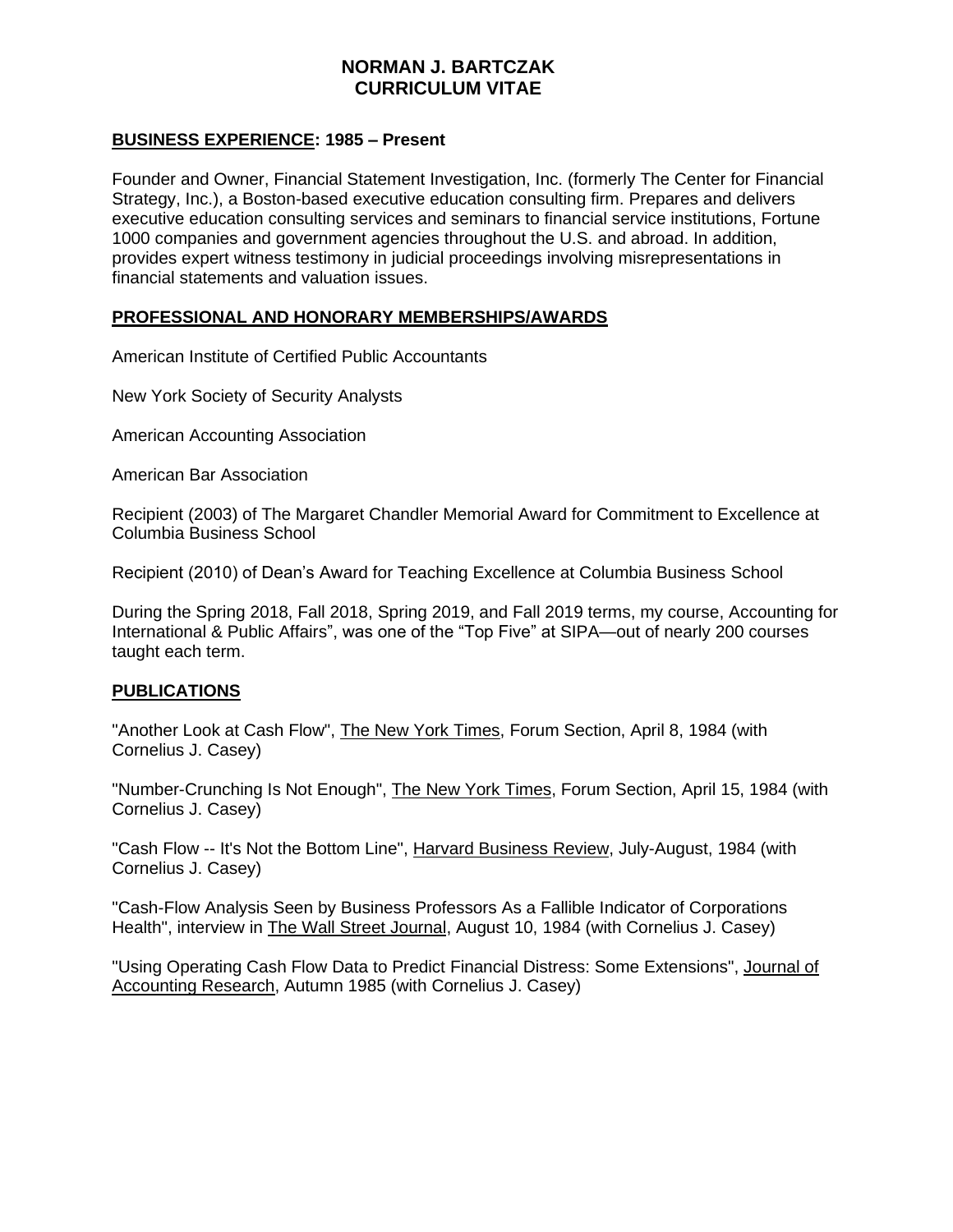# NORMAN J. BARTCZAK
# CURRICULUM VITAE

## BUSINESS EXPERIENCE: 1985 – Present

Founder and Owner, Financial Statement Investigation, Inc. (formerly The Center for Financial Strategy, Inc.), a Boston-based executive education consulting firm. Prepares and delivers executive education consulting services and seminars to financial service institutions, Fortune 1000 companies and government agencies throughout the U.S. and abroad. In addition, provides expert witness testimony in judicial proceedings involving misrepresentations in financial statements and valuation issues.

## PROFESSIONAL AND HONORARY MEMBERSHIPS/AWARDS

American Institute of Certified Public Accountants

New York Society of Security Analysts

American Accounting Association

American Bar Association

Recipient (2003) of The Margaret Chandler Memorial Award for Commitment to Excellence at Columbia Business School

Recipient (2010) of Dean's Award for Teaching Excellence at Columbia Business School

During the Spring 2018, Fall 2018, Spring 2019, and Fall 2019 terms, my course, Accounting for International & Public Affairs", was one of the "Top Five" at SIPA—out of nearly 200 courses taught each term.

## PUBLICATIONS

"Another Look at Cash Flow", The New York Times, Forum Section, April 8, 1984 (with Cornelius J. Casey)

"Number-Crunching Is Not Enough", The New York Times, Forum Section, April 15, 1984 (with Cornelius J. Casey)

"Cash Flow -- It's Not the Bottom Line", Harvard Business Review, July-August, 1984 (with Cornelius J. Casey)

"Cash-Flow Analysis Seen by Business Professors As a Fallible Indicator of Corporations Health", interview in The Wall Street Journal, August 10, 1984 (with Cornelius J. Casey)

"Using Operating Cash Flow Data to Predict Financial Distress: Some Extensions", Journal of Accounting Research, Autumn 1985 (with Cornelius J. Casey)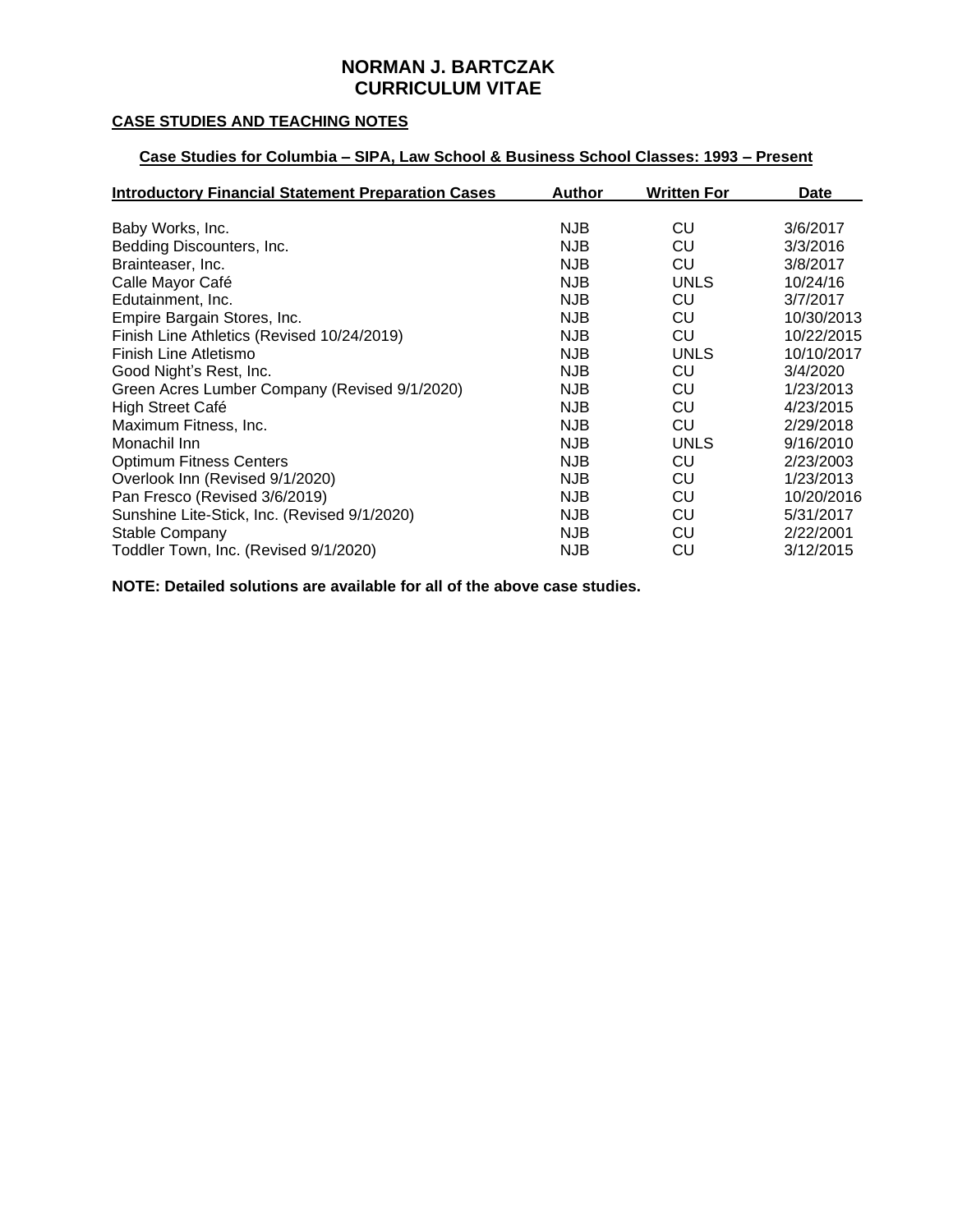# NORMAN J. BARTCZAK
# CURRICULUM VITAE

## CASE STUDIES AND TEACHING NOTES

### Case Studies for Columbia – SIPA, Law School & Business School Classes: 1993 – Present

| Introductory Financial Statement Preparation Cases | Author | Written For | Date |
|---|---|---|---|
| Baby Works, Inc. | NJB | CU | 3/6/2017 |
| Bedding Discounters, Inc. | NJB | CU | 3/3/2016 |
| Brainteaser, Inc. | NJB | CU | 3/8/2017 |
| Calle Mayor Café | NJB | UNLS | 10/24/16 |
| Edutainment, Inc. | NJB | CU | 3/7/2017 |
| Empire Bargain Stores, Inc. | NJB | CU | 10/30/2013 |
| Finish Line Athletics (Revised 10/24/2019) | NJB | CU | 10/22/2015 |
| Finish Line Atletismo | NJB | UNLS | 10/10/2017 |
| Good Night's Rest, Inc. | NJB | CU | 3/4/2020 |
| Green Acres Lumber Company (Revised 9/1/2020) | NJB | CU | 1/23/2013 |
| High Street Café | NJB | CU | 4/23/2015 |
| Maximum Fitness, Inc. | NJB | CU | 2/29/2018 |
| Monachil Inn | NJB | UNLS | 9/16/2010 |
| Optimum Fitness Centers | NJB | CU | 2/23/2003 |
| Overlook Inn (Revised 9/1/2020) | NJB | CU | 1/23/2013 |
| Pan Fresco (Revised 3/6/2019) | NJB | CU | 10/20/2016 |
| Sunshine Lite-Stick, Inc. (Revised 9/1/2020) | NJB | CU | 5/31/2017 |
| Stable Company | NJB | CU | 2/22/2001 |
| Toddler Town, Inc. (Revised 9/1/2020) | NJB | CU | 3/12/2015 |

**NOTE: Detailed solutions are available for all of the above case studies.**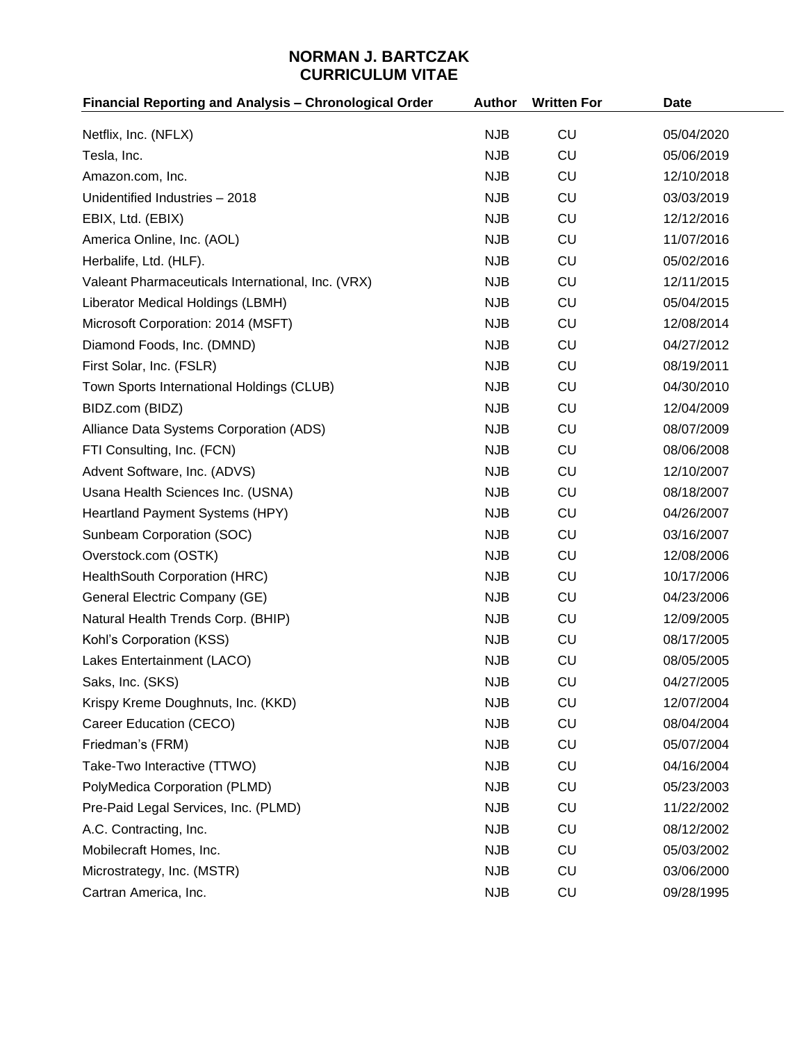# NORMAN J. BARTCZAK
# CURRICULUM VITAE

| Financial Reporting and Analysis – Chronological Order | Author | Written For | Date |
|---|---|---|---|
| Netflix, Inc. (NFLX) | NJB | CU | 05/04/2020 |
| Tesla, Inc. | NJB | CU | 05/06/2019 |
| Amazon.com, Inc. | NJB | CU | 12/10/2018 |
| Unidentified Industries – 2018 | NJB | CU | 03/03/2019 |
| EBIX, Ltd. (EBIX) | NJB | CU | 12/12/2016 |
| America Online, Inc. (AOL) | NJB | CU | 11/07/2016 |
| Herbalife, Ltd. (HLF). | NJB | CU | 05/02/2016 |
| Valeant Pharmaceuticals International, Inc. (VRX) | NJB | CU | 12/11/2015 |
| Liberator Medical Holdings (LBMH) | NJB | CU | 05/04/2015 |
| Microsoft Corporation: 2014 (MSFT) | NJB | CU | 12/08/2014 |
| Diamond Foods, Inc. (DMND) | NJB | CU | 04/27/2012 |
| First Solar, Inc. (FSLR) | NJB | CU | 08/19/2011 |
| Town Sports International Holdings (CLUB) | NJB | CU | 04/30/2010 |
| BIDZ.com (BIDZ) | NJB | CU | 12/04/2009 |
| Alliance Data Systems Corporation (ADS) | NJB | CU | 08/07/2009 |
| FTI Consulting, Inc. (FCN) | NJB | CU | 08/06/2008 |
| Advent Software, Inc. (ADVS) | NJB | CU | 12/10/2007 |
| Usana Health Sciences Inc. (USNA) | NJB | CU | 08/18/2007 |
| Heartland Payment Systems (HPY) | NJB | CU | 04/26/2007 |
| Sunbeam Corporation (SOC) | NJB | CU | 03/16/2007 |
| Overstock.com (OSTK) | NJB | CU | 12/08/2006 |
| HealthSouth Corporation (HRC) | NJB | CU | 10/17/2006 |
| General Electric Company (GE) | NJB | CU | 04/23/2006 |
| Natural Health Trends Corp. (BHIP) | NJB | CU | 12/09/2005 |
| Kohl's Corporation (KSS) | NJB | CU | 08/17/2005 |
| Lakes Entertainment (LACO) | NJB | CU | 08/05/2005 |
| Saks, Inc. (SKS) | NJB | CU | 04/27/2005 |
| Krispy Kreme Doughnuts, Inc. (KKD) | NJB | CU | 12/07/2004 |
| Career Education (CECO) | NJB | CU | 08/04/2004 |
| Friedman's (FRM) | NJB | CU | 05/07/2004 |
| Take-Two Interactive (TTWO) | NJB | CU | 04/16/2004 |
| PolyMedica Corporation (PLMD) | NJB | CU | 05/23/2003 |
| Pre-Paid Legal Services, Inc. (PLMD) | NJB | CU | 11/22/2002 |
| A.C. Contracting, Inc. | NJB | CU | 08/12/2002 |
| Mobilecraft Homes, Inc. | NJB | CU | 05/03/2002 |
| Microstrategy, Inc. (MSTR) | NJB | CU | 03/06/2000 |
| Cartran America, Inc. | NJB | CU | 09/28/1995 |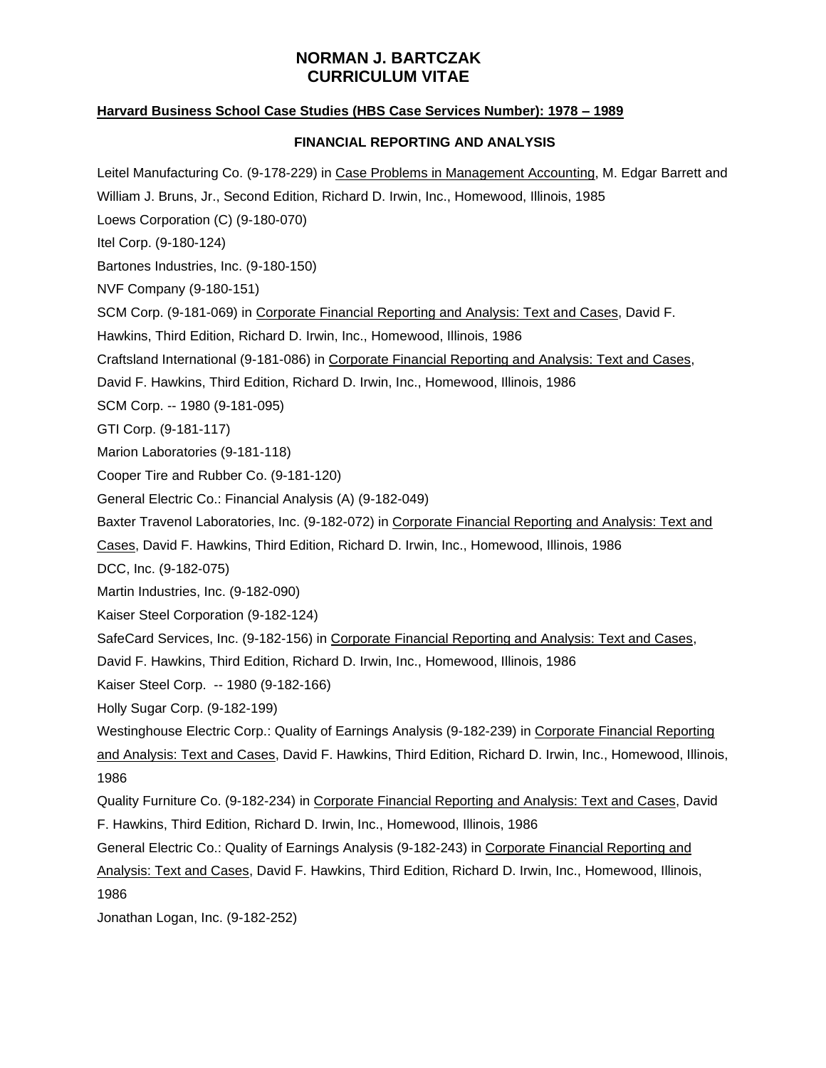# NORMAN J. BARTCZAK
# CURRICULUM VITAE

**Harvard Business School Case Studies (HBS Case Services Number): 1978 – 1989**

### FINANCIAL REPORTING AND ANALYSIS

Leitel Manufacturing Co. (9-178-229) in Case Problems in Management Accounting, M. Edgar Barrett and William J. Bruns, Jr., Second Edition, Richard D. Irwin, Inc., Homewood, Illinois, 1985

Loews Corporation (C) (9-180-070)

Itel Corp. (9-180-124)

Bartones Industries, Inc. (9-180-150)

NVF Company (9-180-151)

SCM Corp. (9-181-069) in Corporate Financial Reporting and Analysis: Text and Cases, David F. Hawkins, Third Edition, Richard D. Irwin, Inc., Homewood, Illinois, 1986

Craftsland International (9-181-086) in Corporate Financial Reporting and Analysis: Text and Cases, David F. Hawkins, Third Edition, Richard D. Irwin, Inc., Homewood, Illinois, 1986

SCM Corp. -- 1980 (9-181-095)

GTI Corp. (9-181-117)

Marion Laboratories (9-181-118)

Cooper Tire and Rubber Co. (9-181-120)

General Electric Co.: Financial Analysis (A) (9-182-049)

Baxter Travenol Laboratories, Inc. (9-182-072) in Corporate Financial Reporting and Analysis: Text and Cases, David F. Hawkins, Third Edition, Richard D. Irwin, Inc., Homewood, Illinois, 1986

DCC, Inc. (9-182-075)

Martin Industries, Inc. (9-182-090)

Kaiser Steel Corporation (9-182-124)

SafeCard Services, Inc. (9-182-156) in Corporate Financial Reporting and Analysis: Text and Cases, David F. Hawkins, Third Edition, Richard D. Irwin, Inc., Homewood, Illinois, 1986

Kaiser Steel Corp. -- 1980 (9-182-166)

Holly Sugar Corp. (9-182-199)

Westinghouse Electric Corp.: Quality of Earnings Analysis (9-182-239) in Corporate Financial Reporting and Analysis: Text and Cases, David F. Hawkins, Third Edition, Richard D. Irwin, Inc., Homewood, Illinois, 1986

Quality Furniture Co. (9-182-234) in Corporate Financial Reporting and Analysis: Text and Cases, David F. Hawkins, Third Edition, Richard D. Irwin, Inc., Homewood, Illinois, 1986

General Electric Co.: Quality of Earnings Analysis (9-182-243) in Corporate Financial Reporting and Analysis: Text and Cases, David F. Hawkins, Third Edition, Richard D. Irwin, Inc., Homewood, Illinois, 1986

Jonathan Logan, Inc. (9-182-252)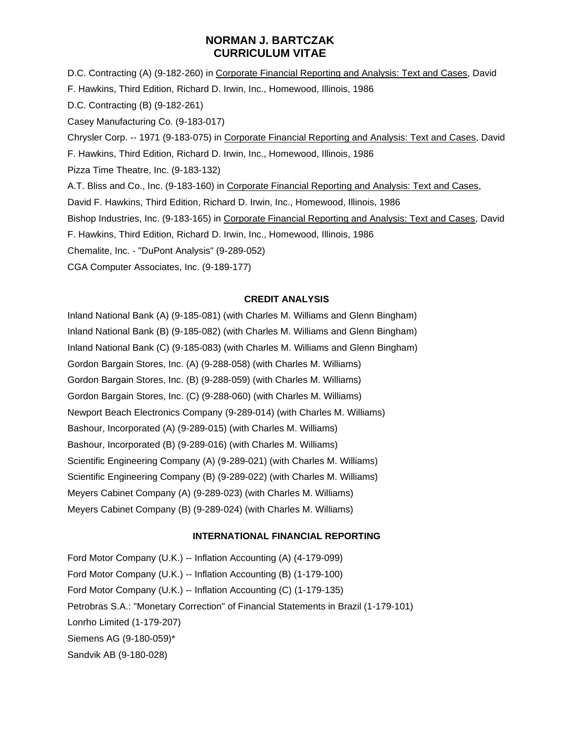D.C. Contracting (A) (9-182-260) in Corporate Financial Reporting and Analysis: Text and Cases, David F. Hawkins, Third Edition, Richard D. Irwin, Inc., Homewood, Illinois, 1986

D.C. Contracting (B) (9-182-261)

Casey Manufacturing Co. (9-183-017)

Chrysler Corp. -- 1971 (9-183-075) in Corporate Financial Reporting and Analysis: Text and Cases, David F. Hawkins, Third Edition, Richard D. Irwin, Inc., Homewood, Illinois, 1986

Pizza Time Theatre, Inc. (9-183-132)

A.T. Bliss and Co., Inc. (9-183-160) in Corporate Financial Reporting and Analysis: Text and Cases, David F. Hawkins, Third Edition, Richard D. Irwin, Inc., Homewood, Illinois, 1986

Bishop Industries, Inc. (9-183-165) in Corporate Financial Reporting and Analysis: Text and Cases, David F. Hawkins, Third Edition, Richard D. Irwin, Inc., Homewood, Illinois, 1986

Chemalite, Inc. - "DuPont Analysis" (9-289-052)

CGA Computer Associates, Inc. (9-189-177)

### CREDIT ANALYSIS

Inland National Bank (A) (9-185-081) (with Charles M. Williams and Glenn Bingham)

Inland National Bank (B) (9-185-082) (with Charles M. Williams and Glenn Bingham)

Inland National Bank (C) (9-185-083) (with Charles M. Williams and Glenn Bingham)

Gordon Bargain Stores, Inc. (A) (9-288-058) (with Charles M. Williams)

Gordon Bargain Stores, Inc. (B) (9-288-059) (with Charles M. Williams)

Gordon Bargain Stores, Inc. (C) (9-288-060) (with Charles M. Williams)

Newport Beach Electronics Company (9-289-014) (with Charles M. Williams)

Bashour, Incorporated (A) (9-289-015) (with Charles M. Williams)

Bashour, Incorporated (B) (9-289-016) (with Charles M. Williams)

Scientific Engineering Company (A) (9-289-021) (with Charles M. Williams)

Scientific Engineering Company (B) (9-289-022) (with Charles M. Williams)

Meyers Cabinet Company (A) (9-289-023) (with Charles M. Williams)

Meyers Cabinet Company (B) (9-289-024) (with Charles M. Williams)

### INTERNATIONAL FINANCIAL REPORTING

Ford Motor Company (U.K.) -- Inflation Accounting (A) (4-179-099)

Ford Motor Company (U.K.) -- Inflation Accounting (B) (1-179-100)

Ford Motor Company (U.K.) -- Inflation Accounting (C) (1-179-135)

Petrobras S.A.: "Monetary Correction" of Financial Statements in Brazil (1-179-101)

Lonrho Limited (1-179-207)

Siemens AG (9-180-059)*

Sandvik AB (9-180-028)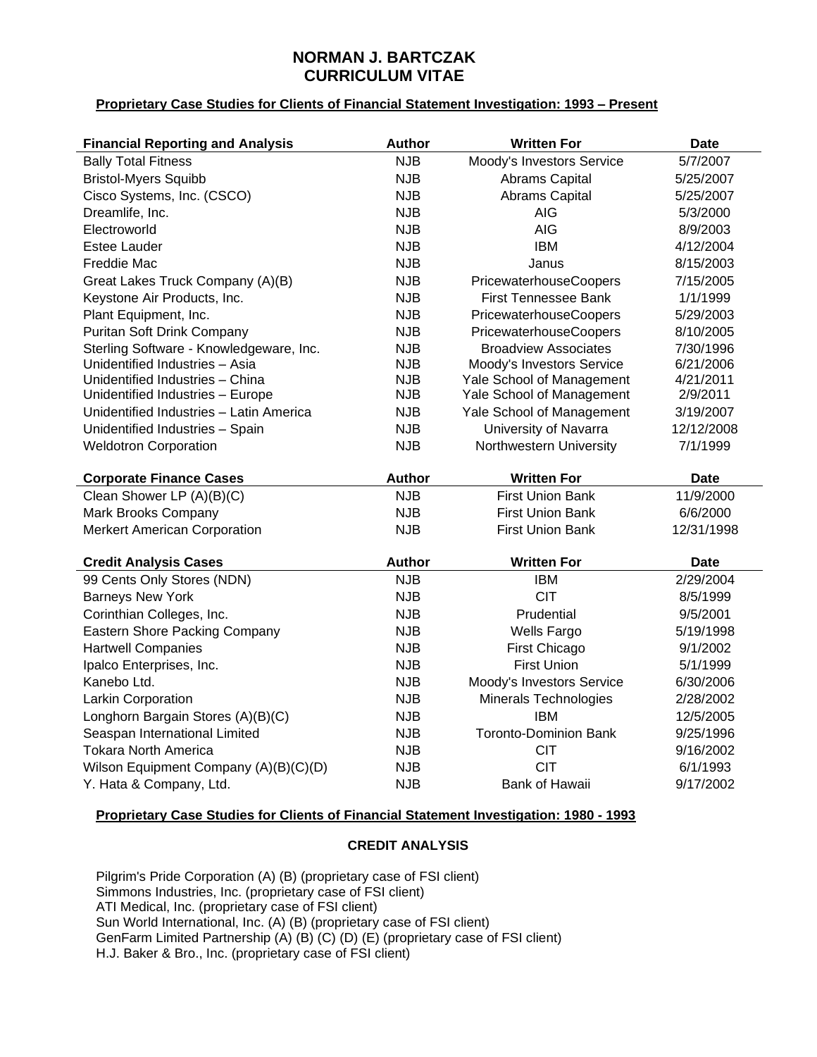# NORMAN J. BARTCZAK
# CURRICULUM VITAE

**Proprietary Case Studies for Clients of Financial Statement Investigation: 1993 – Present**

| Financial Reporting and Analysis | Author | Written For | Date |
|---|---|---|---|
| Bally Total Fitness | NJB | Moody's Investors Service | 5/7/2007 |
| Bristol-Myers Squibb | NJB | Abrams Capital | 5/25/2007 |
| Cisco Systems, Inc. (CSCO) | NJB | Abrams Capital | 5/25/2007 |
| Dreamlife, Inc. | NJB | AIG | 5/3/2000 |
| Electroworld | NJB | AIG | 8/9/2003 |
| Estee Lauder | NJB | IBM | 4/12/2004 |
| Freddie Mac | NJB | Janus | 8/15/2003 |
| Great Lakes Truck Company (A)(B) | NJB | PricewaterhouseCoopers | 7/15/2005 |
| Keystone Air Products, Inc. | NJB | First Tennessee Bank | 1/1/1999 |
| Plant Equipment, Inc. | NJB | PricewaterhouseCoopers | 5/29/2003 |
| Puritan Soft Drink Company | NJB | PricewaterhouseCoopers | 8/10/2005 |
| Sterling Software - Knowledgeware, Inc. | NJB | Broadview Associates | 7/30/1996 |
| Unidentified Industries – Asia | NJB | Moody's Investors Service | 6/21/2006 |
| Unidentified Industries – China | NJB | Yale School of Management | 4/21/2011 |
| Unidentified Industries – Europe | NJB | Yale School of Management | 2/9/2011 |
| Unidentified Industries – Latin America | NJB | Yale School of Management | 3/19/2007 |
| Unidentified Industries – Spain | NJB | University of Navarra | 12/12/2008 |
| Weldotron Corporation | NJB | Northwestern University | 7/1/1999 |

| Corporate Finance Cases | Author | Written For | Date |
|---|---|---|---|
| Clean Shower LP (A)(B)(C) | NJB | First Union Bank | 11/9/2000 |
| Mark Brooks Company | NJB | First Union Bank | 6/6/2000 |
| Merkert American Corporation | NJB | First Union Bank | 12/31/1998 |

| Credit Analysis Cases | Author | Written For | Date |
|---|---|---|---|
| 99 Cents Only Stores (NDN) | NJB | IBM | 2/29/2004 |
| Barneys New York | NJB | CIT | 8/5/1999 |
| Corinthian Colleges, Inc. | NJB | Prudential | 9/5/2001 |
| Eastern Shore Packing Company | NJB | Wells Fargo | 5/19/1998 |
| Hartwell Companies | NJB | First Chicago | 9/1/2002 |
| Ipalco Enterprises, Inc. | NJB | First Union | 5/1/1999 |
| Kanebo Ltd. | NJB | Moody's Investors Service | 6/30/2006 |
| Larkin Corporation | NJB | Minerals Technologies | 2/28/2002 |
| Longhorn Bargain Stores (A)(B)(C) | NJB | IBM | 12/5/2005 |
| Seaspan International Limited | NJB | Toronto-Dominion Bank | 9/25/1996 |
| Tokara North America | NJB | CIT | 9/16/2002 |
| Wilson Equipment Company (A)(B)(C)(D) | NJB | CIT | 6/1/1993 |
| Y. Hata & Company, Ltd. | NJB | Bank of Hawaii | 9/17/2002 |

**Proprietary Case Studies for Clients of Financial Statement Investigation: 1980 - 1993**

**CREDIT ANALYSIS**

Pilgrim's Pride Corporation (A) (B) (proprietary case of FSI client)
Simmons Industries, Inc. (proprietary case of FSI client)
ATI Medical, Inc. (proprietary case of FSI client)
Sun World International, Inc. (A) (B) (proprietary case of FSI client)
GenFarm Limited Partnership (A) (B) (C) (D) (E) (proprietary case of FSI client)
H.J. Baker & Bro., Inc. (proprietary case of FSI client)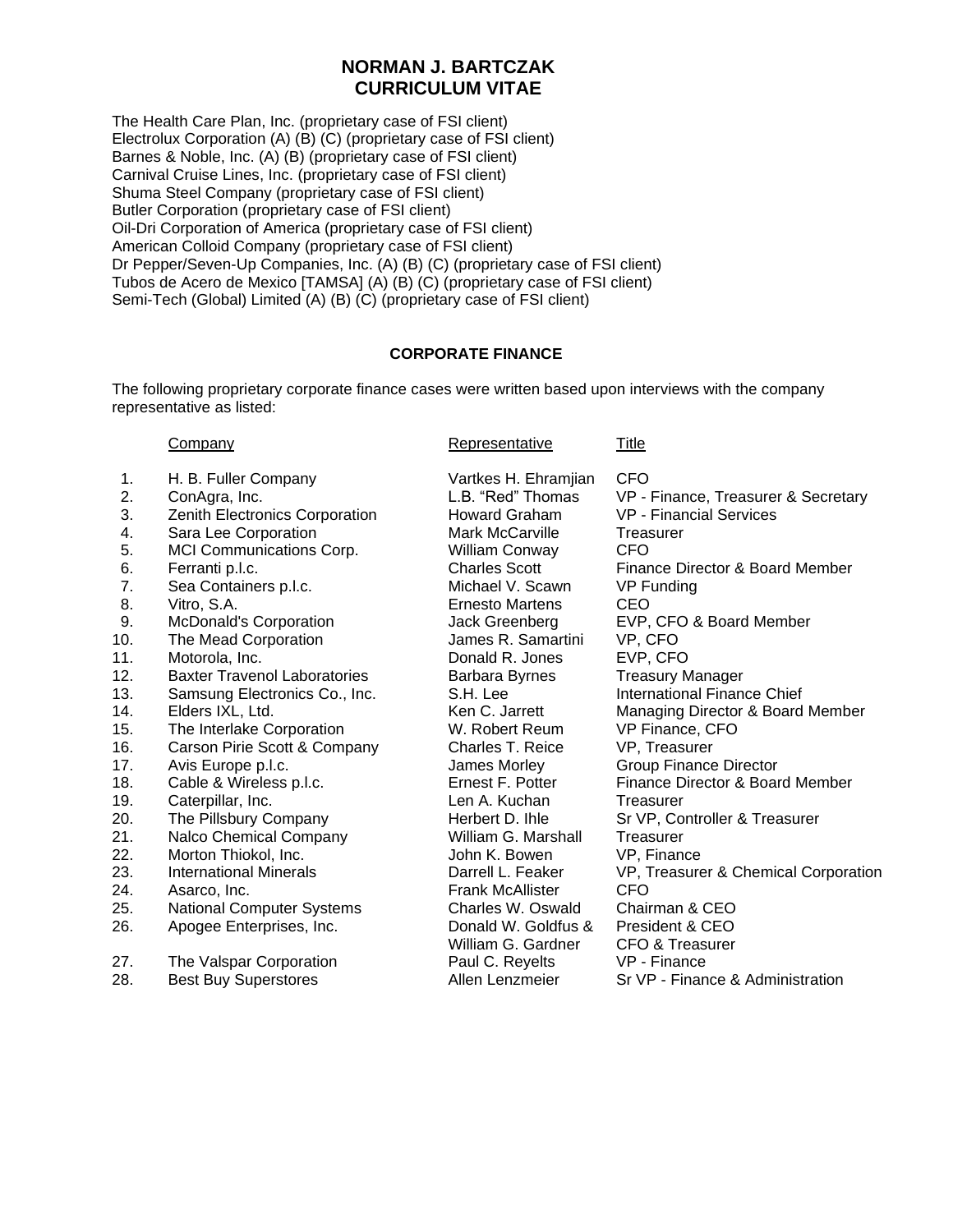# NORMAN J. BARTCZAK
# CURRICULUM VITAE

The Health Care Plan, Inc. (proprietary case of FSI client)
Electrolux Corporation (A) (B) (C) (proprietary case of FSI client)
Barnes & Noble, Inc. (A) (B) (proprietary case of FSI client)
Carnival Cruise Lines, Inc. (proprietary case of FSI client)
Shuma Steel Company (proprietary case of FSI client)
Butler Corporation (proprietary case of FSI client)
Oil-Dri Corporation of America (proprietary case of FSI client)
American Colloid Company (proprietary case of FSI client)
Dr Pepper/Seven-Up Companies, Inc. (A) (B) (C) (proprietary case of FSI client)
Tubos de Acero de Mexico [TAMSA] (A) (B) (C) (proprietary case of FSI client)
Semi-Tech (Global) Limited (A) (B) (C) (proprietary case of FSI client)

## CORPORATE FINANCE

The following proprietary corporate finance cases were written based upon interviews with the company representative as listed:

| | Company | Representative | Title |
|---|---|---|---|
| 1. | H. B. Fuller Company | Vartkes H. Ehramjian | CFO |
| 2. | ConAgra, Inc. | L.B. "Red" Thomas | VP - Finance, Treasurer & Secretary |
| 3. | Zenith Electronics Corporation | Howard Graham | VP - Financial Services |
| 4. | Sara Lee Corporation | Mark McCarville | Treasurer |
| 5. | MCI Communications Corp. | William Conway | CFO |
| 6. | Ferranti p.l.c. | Charles Scott | Finance Director & Board Member |
| 7. | Sea Containers p.l.c. | Michael V. Scawn | VP Funding |
| 8. | Vitro, S.A. | Ernesto Martens | CEO |
| 9. | McDonald's Corporation | Jack Greenberg | EVP, CFO & Board Member |
| 10. | The Mead Corporation | James R. Samartini | VP, CFO |
| 11. | Motorola, Inc. | Donald R. Jones | EVP, CFO |
| 12. | Baxter Travenol Laboratories | Barbara Byrnes | Treasury Manager |
| 13. | Samsung Electronics Co., Inc. | S.H. Lee | International Finance Chief |
| 14. | Elders IXL, Ltd. | Ken C. Jarrett | Managing Director & Board Member |
| 15. | The Interlake Corporation | W. Robert Reum | VP Finance, CFO |
| 16. | Carson Pirie Scott & Company | Charles T. Reice | VP, Treasurer |
| 17. | Avis Europe p.l.c. | James Morley | Group Finance Director |
| 18. | Cable & Wireless p.l.c. | Ernest F. Potter | Finance Director & Board Member |
| 19. | Caterpillar, Inc. | Len A. Kuchan | Treasurer |
| 20. | The Pillsbury Company | Herbert D. Ihle | Sr VP, Controller & Treasurer |
| 21. | Nalco Chemical Company | William G. Marshall | Treasurer |
| 22. | Morton Thiokol, Inc. | John K. Bowen | VP, Finance |
| 23. | International Minerals | Darrell L. Feaker | VP, Treasurer & Chemical Corporation |
| 24. | Asarco, Inc. | Frank McAllister | CFO |
| 25. | National Computer Systems | Charles W. Oswald | Chairman & CEO |
| 26. | Apogee Enterprises, Inc. | Donald W. Goldfus & William G. Gardner | President & CEO CFO & Treasurer |
| 27. | The Valspar Corporation | Paul C. Reyelts | VP - Finance |
| 28. | Best Buy Superstores | Allen Lenzmeier | Sr VP - Finance & Administration |